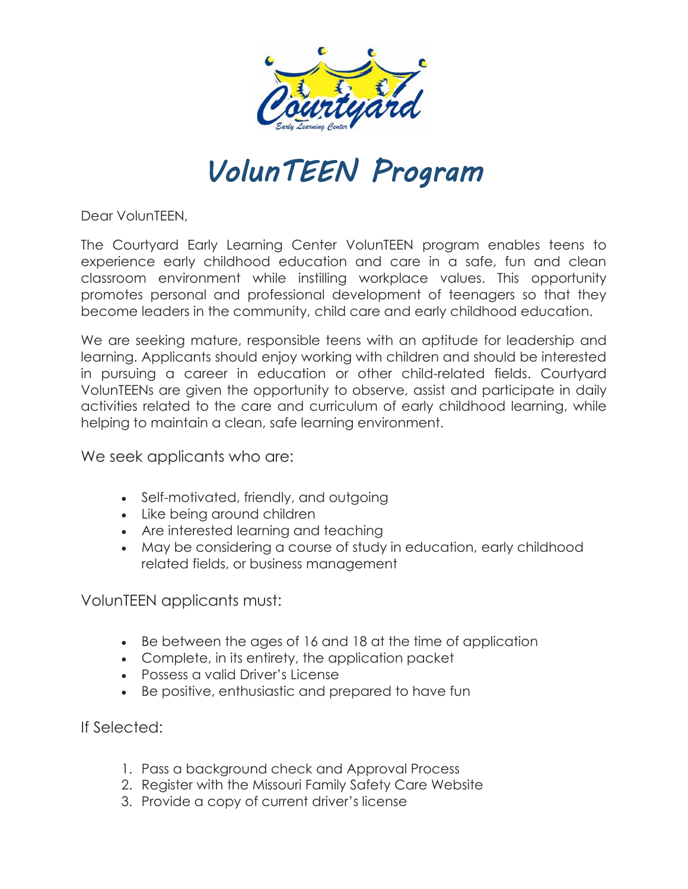# VolunTEEN Program

Dear VolunTEEN,

The Courtyard Early Learning Center VolunTEEN program enables teens to experience early childhood education and care in a safe, fun and clean classroom environment while instilling workplace values. This opportunity promotes personal and professional development of teenagers so that they become leaders in the community, child care and early childhood education.

We are seeking mature, responsible teens with an aptitude for leadership and learning. Applicants should enjoy working with children and should be interested in pursuing a career in education or other child-related fields. Courtyard VolunTEENs are given the opportunity to observe, assist and participate in daily activities related to the care and curriculum of early childhood learning, while helping to maintain a clean, safe learning environment.

We seek applicants who are:

- Self-motivated, friendly, and outgoing
- Like being around children
- Are interested learning and teaching
- May be considering a course of study in education, early childhood related fields, or business management

VolunTEEN applicants must:

- Be between the ages of 16 and 18 at the time of application
- Complete, in its entirety, the application packet
- Possess a valid Driver's License
- Be positive, enthusiastic and prepared to have fun

If Selected:

1. Pass a background check and Approval Process
2. Register with the Missouri Family Safety Care Website
3. Provide a copy of current driver's license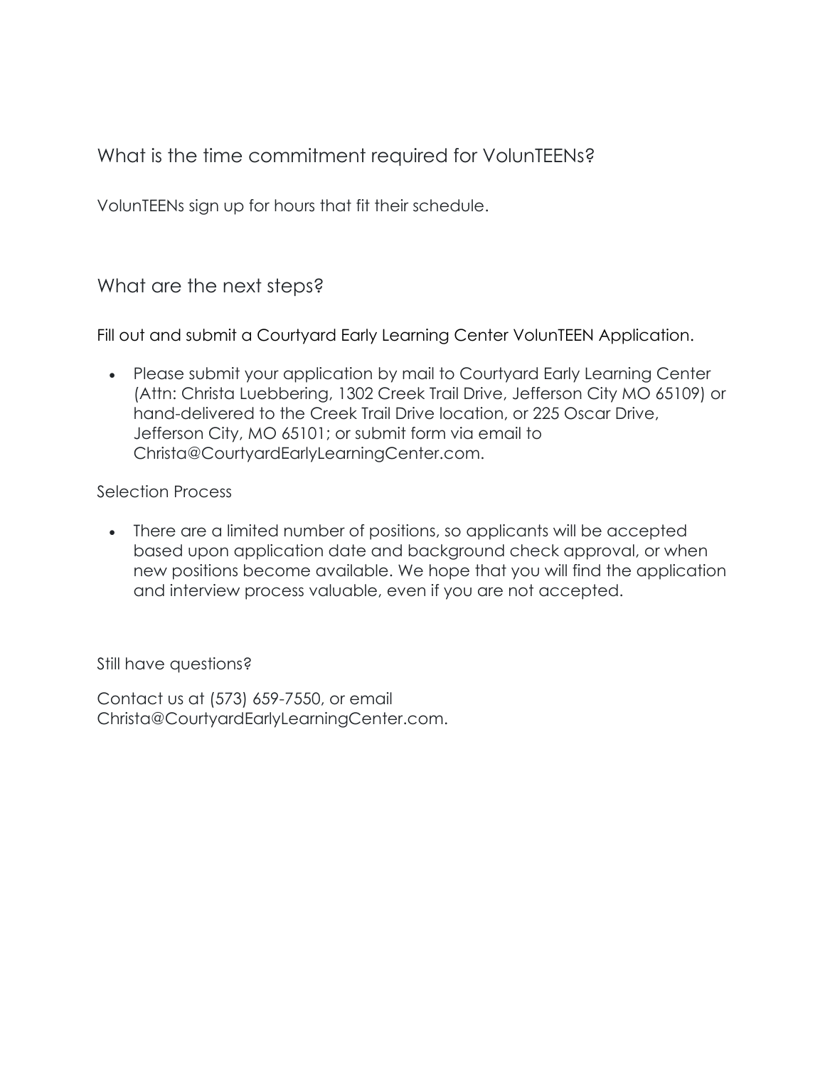## What is the time commitment required for VolunTEENs?

VolunTEENs sign up for hours that fit their schedule.

## What are the next steps?

Fill out and submit a Courtyard Early Learning Center VolunTEEN Application.

- Please submit your application by mail to Courtyard Early Learning Center (Attn: Christa Luebbering, 1302 Creek Trail Drive, Jefferson City MO 65109) or hand-delivered to the Creek Trail Drive location, or 225 Oscar Drive, Jefferson City, MO 65101; or submit form via email to Christa@CourtyardEarlyLearningCenter.com.

### Selection Process

- There are a limited number of positions, so applicants will be accepted based upon application date and background check approval, or when new positions become available. We hope that you will find the application and interview process valuable, even if you are not accepted.

### Still have questions?

Contact us at (573) 659-7550, or email Christa@CourtyardEarlyLearningCenter.com.